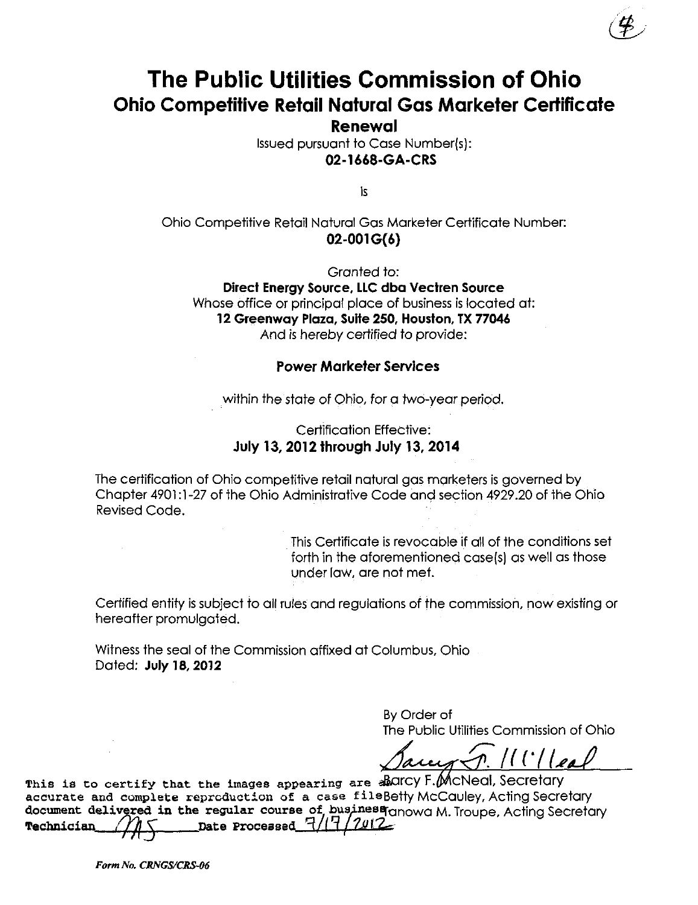(4)

# The Public Utilities Commission of Ohio

## Ohio Competitive Retail Natural Gas Marketer Certificate

**Renewal**

Issued pursuant to Case Number(s):

**02-1668-GA-CRS**

is

Ohio Competitive Retail Natural Gas Marketer Certificate Number:

**02-001G(6)**

*Granted to:*

**Direct Energy Source, LLC dba Vectren Source**

Whose office or principal place of business is located at:

**12 Greenway Plaza, Suite 250, Houston, TX 77046**

*And is hereby certified to provide:*

**Power Marketer Services**

within the state of Ohio, for a two-year period.

Certification Effective:

**July 13, 2012 through July 13, 2014**

The certification of Ohio competitive retail natural gas marketers is governed by Chapter 4901:1-27 of the Ohio Administrative Code and section 4929.20 of the Ohio Revised Code.

This Certificate is revocable if all of the conditions set forth in the aforementioned case(s) as well as those under law, are not met.

Certified entity is subject to all rules and regulations of the commission, now existing or hereafter promulgated.

Witness the seal of the Commission affixed at Columbus, Ohio
Dated: **July 18, 2012**

By Order of
The Public Utilities Commission of Ohio

Barcy F. McNeal, Secretary
Betty McCauley, Acting Secretary
Tanowa M. Troupe, Acting Secretary

This is to certify that the images appearing are an accurate and complete reproduction of a case file document delivered in the regular course of business
Technician MS Date Processed 7/19/2012

*Form No. CRNGS/CRS-06*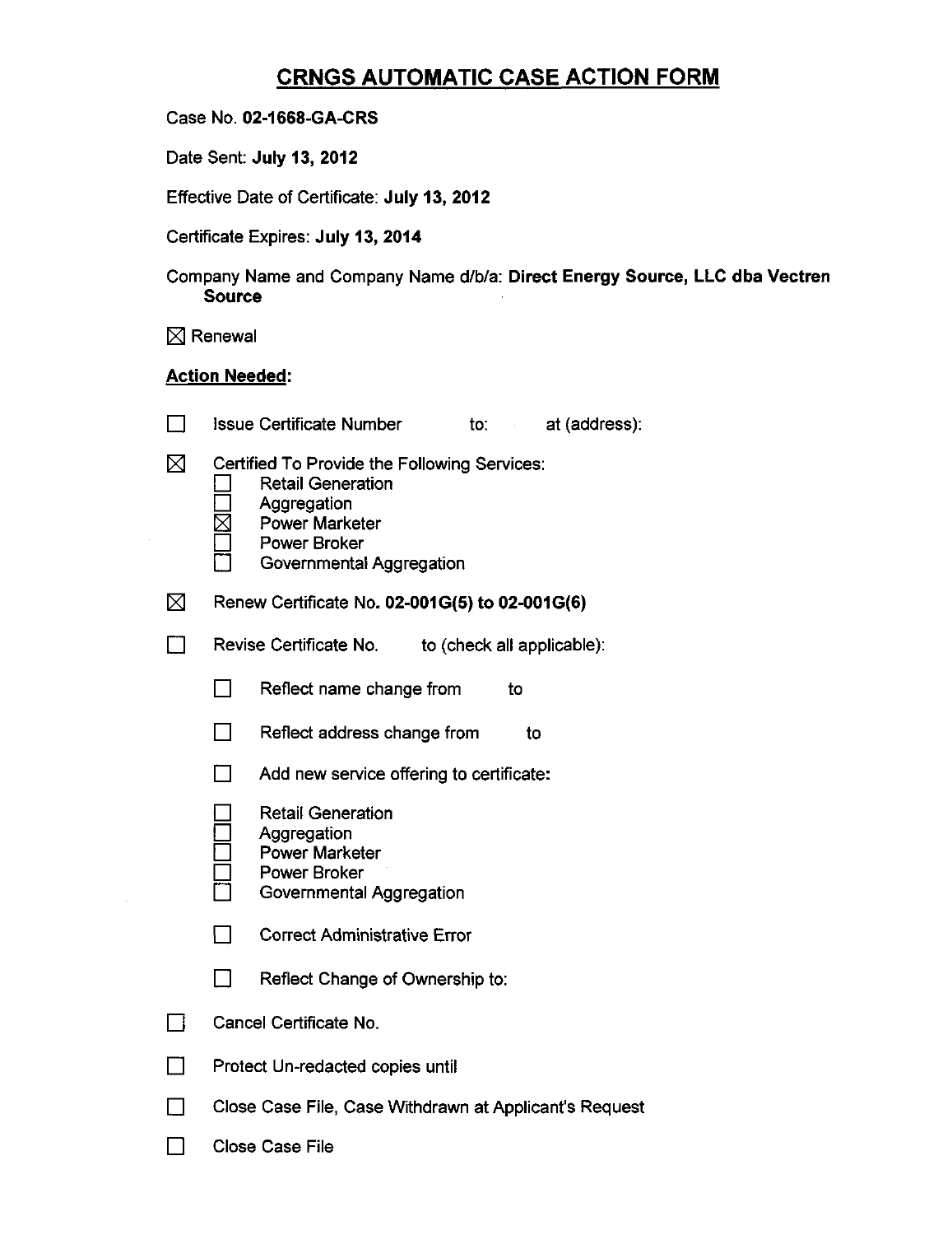# CRNGS AUTOMATIC CASE ACTION FORM

Case No. **02-1668-GA-CRS**

Date Sent: **July 13, 2012**

Effective Date of Certificate: **July 13, 2012**

Certificate Expires: **July 13, 2014**

Company Name and Company Name d/b/a: **Direct Energy Source, LLC dba Vectren Source**

☒ Renewal

**Action Needed:**

☐ Issue Certificate Number to: at (address):

☒ Certified To Provide the Following Services:
- ☐ Retail Generation
- ☐ Aggregation
- ☒ Power Marketer
- ☐ Power Broker
- ☐ Governmental Aggregation

☒ Renew Certificate No. **02-001G(5) to 02-001G(6)**

☐ Revise Certificate No. to (check all applicable):

- ☐ Reflect name change from to
- ☐ Reflect address change from to
- ☐ Add new service offering to certificate:
  - ☐ Retail Generation
  - ☐ Aggregation
  - ☐ Power Marketer
  - ☐ Power Broker
  - ☐ Governmental Aggregation
- ☐ Correct Administrative Error
- ☐ Reflect Change of Ownership to:

☐ Cancel Certificate No.

☐ Protect Un-redacted copies until

☐ Close Case File, Case Withdrawn at Applicant's Request

☐ Close Case File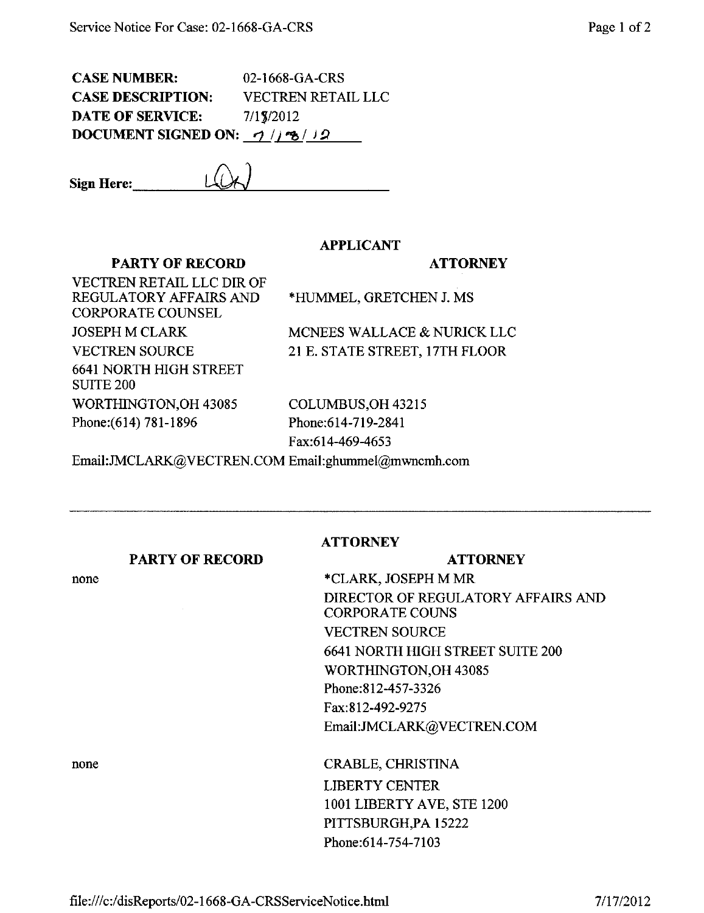**CASE NUMBER:** 02-1668-GA-CRS
**CASE DESCRIPTION:** VECTREN RETAIL LLC
**DATE OF SERVICE:** 7/13/2012
**DOCUMENT SIGNED ON:** 7/18/12

**Sign Here:** LQK

### APPLICANT

| PARTY OF RECORD | ATTORNEY |
|---|---|
| VECTREN RETAIL LLC DIR OF REGULATORY AFFAIRS AND CORPORATE COUNSEL | *HUMMEL, GRETCHEN J. MS |
| JOSEPH M CLARK | MCNEES WALLACE & NURICK LLC |
| VECTREN SOURCE | 21 E. STATE STREET, 17TH FLOOR |
| 6641 NORTH HIGH STREET SUITE 200 | |
| WORTHINGTON,OH 43085 | COLUMBUS,OH 43215 |
| Phone:(614) 781-1896 | Phone:614-719-2841 |
| | Fax:614-469-4653 |
| Email:JMCLARK@VECTREN.COM | Email:ghummel@mwncmh.com |

---

### ATTORNEY

| PARTY OF RECORD | ATTORNEY |
|---|---|
| none | *CLARK, JOSEPH M MR |
| | DIRECTOR OF REGULATORY AFFAIRS AND CORPORATE COUNS |
| | VECTREN SOURCE |
| | 6641 NORTH HIGH STREET SUITE 200 |
| | WORTHINGTON,OH 43085 |
| | Phone:812-457-3326 |
| | Fax:812-492-9275 |
| | Email:JMCLARK@VECTREN.COM |
| none | CRABLE, CHRISTINA |
| | LIBERTY CENTER |
| | 1001 LIBERTY AVE, STE 1200 |
| | PITTSBURGH,PA 15222 |
| | Phone:614-754-7103 |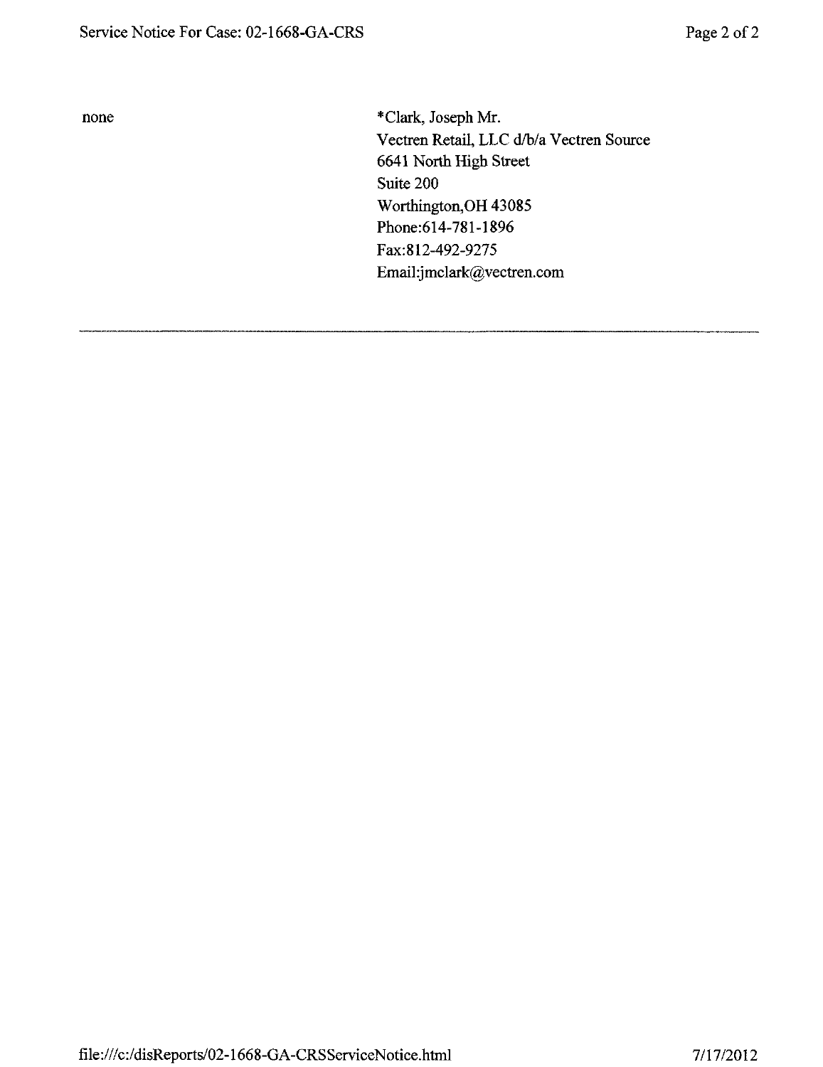none

*Clark, Joseph Mr.
Vectren Retail, LLC d/b/a Vectren Source
6641 North High Street
Suite 200
Worthington,OH 43085
Phone:614-781-1896
Fax:812-492-9275
Email:jmclark@vectren.com

---